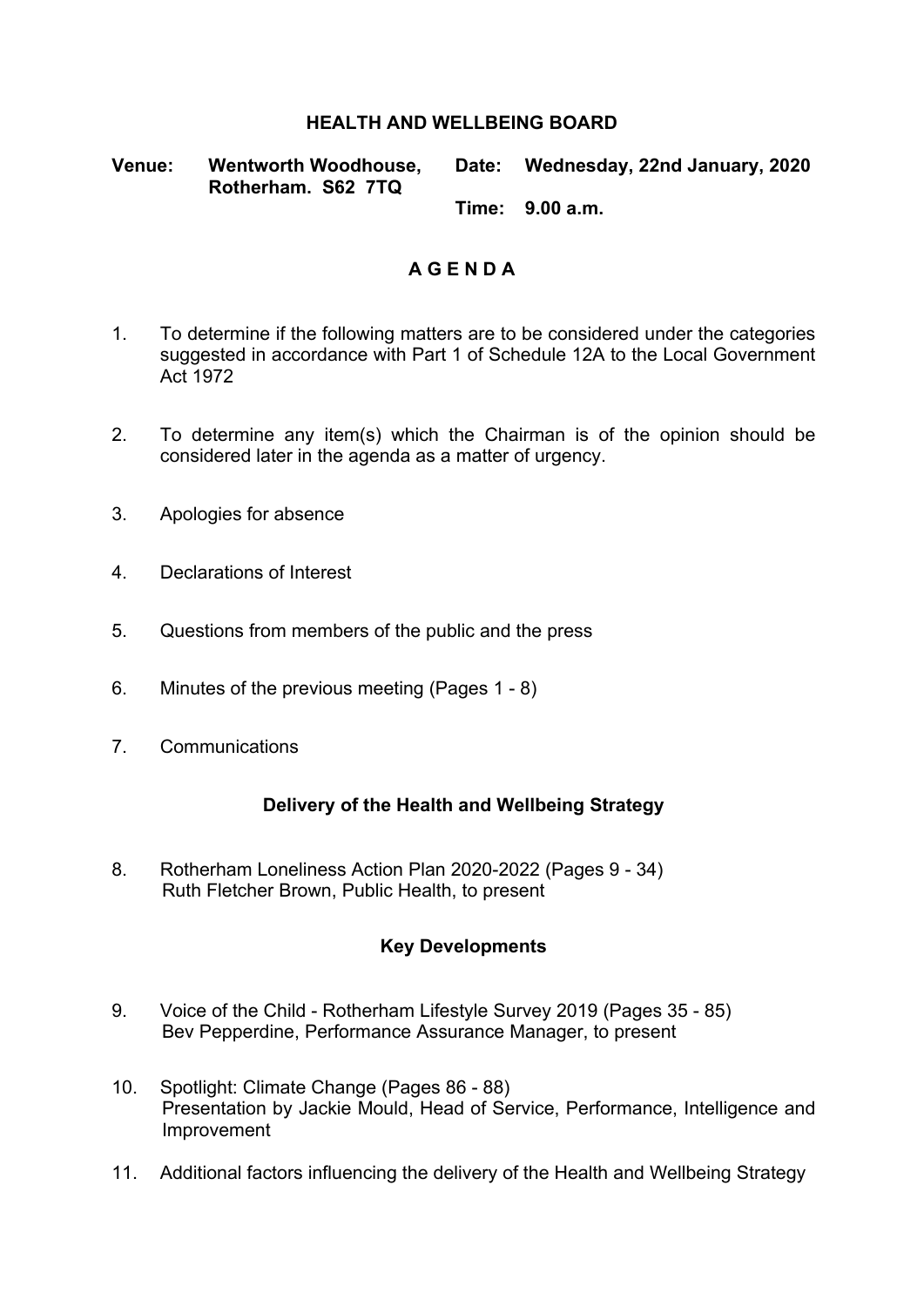# HEALTH AND WELLBEING BOARD

**Venue:** **Wentworth Woodhouse, Rotherham. S62 7TQ**

**Date:** **Wednesday, 22nd January, 2020**

**Time:** **9.00 a.m.**

## A G E N D A

1. To determine if the following matters are to be considered under the categories suggested in accordance with Part 1 of Schedule 12A to the Local Government Act 1972

2. To determine any item(s) which the Chairman is of the opinion should be considered later in the agenda as a matter of urgency.

3. Apologies for absence

4. Declarations of Interest

5. Questions from members of the public and the press

6. Minutes of the previous meeting (Pages 1 - 8)

7. Communications

### Delivery of the Health and Wellbeing Strategy

8. Rotherham Loneliness Action Plan 2020-2022 (Pages 9 - 34)
   Ruth Fletcher Brown, Public Health, to present

### Key Developments

9. Voice of the Child - Rotherham Lifestyle Survey 2019 (Pages 35 - 85)
   Bev Pepperdine, Performance Assurance Manager, to present

10. Spotlight: Climate Change (Pages 86 - 88)
    Presentation by Jackie Mould, Head of Service, Performance, Intelligence and Improvement

11. Additional factors influencing the delivery of the Health and Wellbeing Strategy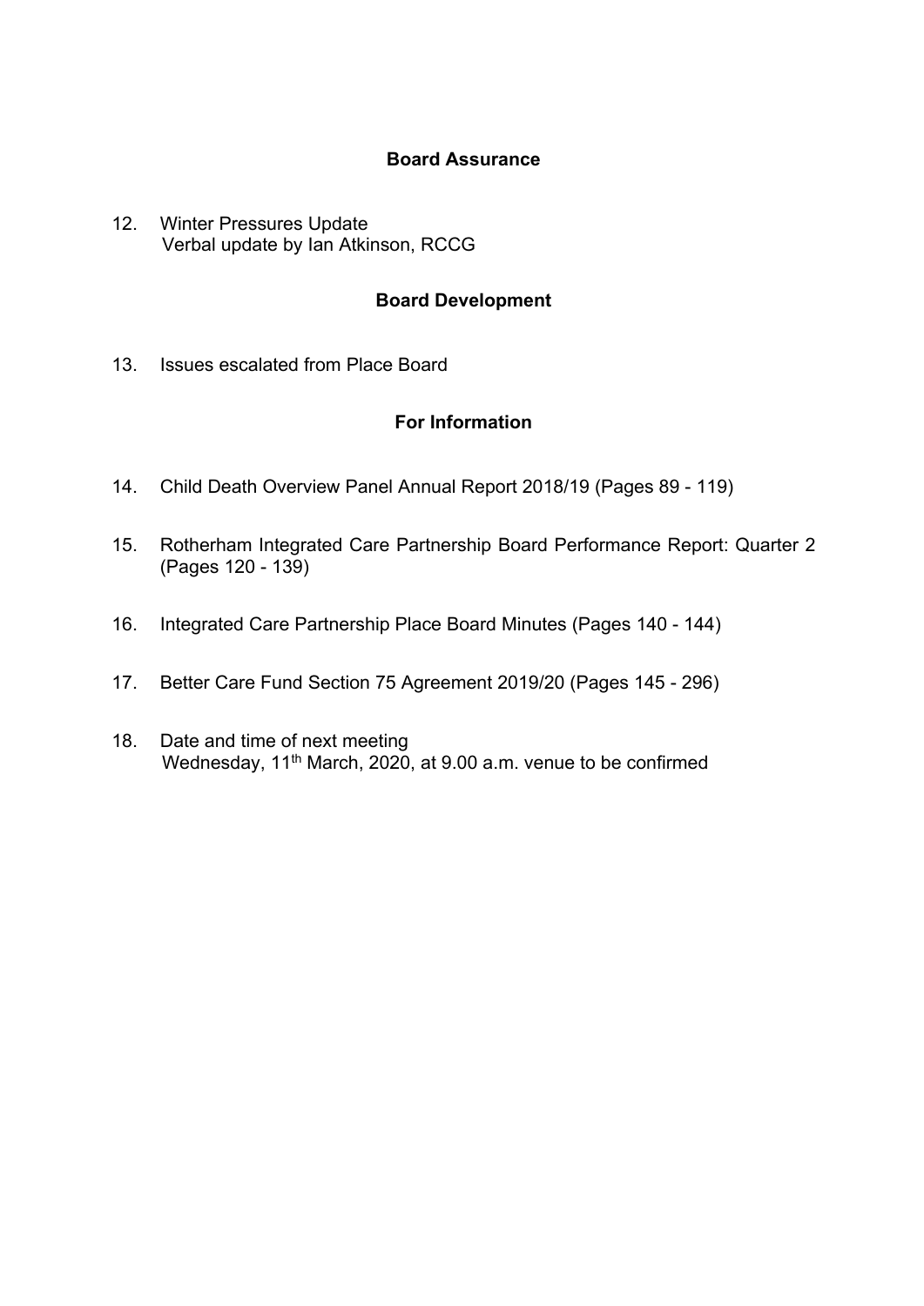**Board Assurance**

12. Winter Pressures Update
    Verbal update by Ian Atkinson, RCCG

**Board Development**

13. Issues escalated from Place Board

**For Information**

14. Child Death Overview Panel Annual Report 2018/19 (Pages 89 - 119)

15. Rotherham Integrated Care Partnership Board Performance Report: Quarter 2 (Pages 120 - 139)

16. Integrated Care Partnership Place Board Minutes (Pages 140 - 144)

17. Better Care Fund Section 75 Agreement 2019/20 (Pages 145 - 296)

18. Date and time of next meeting
    Wednesday, 11th March, 2020, at 9.00 a.m. venue to be confirmed